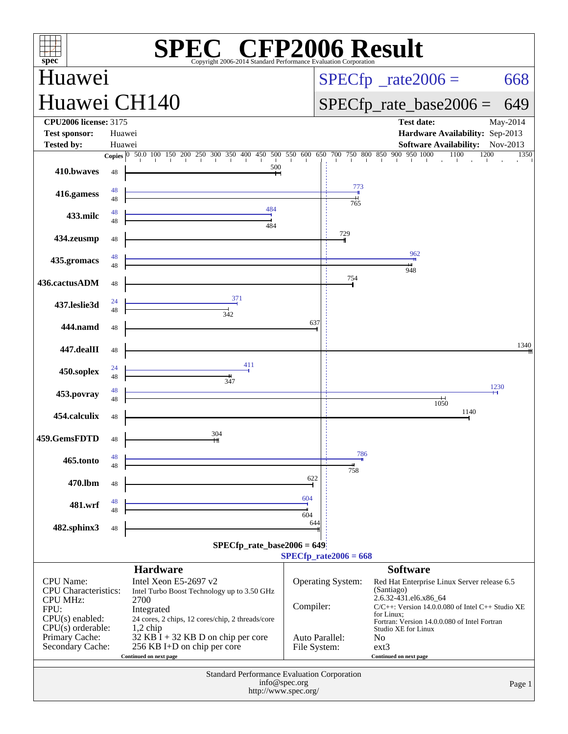# SPEC CFP2006 Result

Copyright 2006-2014 Standard Performance Evaluation Corporation

## Huawei

## Huawei CH140

SPECfp_rate2006 = 668

SPECfp_rate_base2006 = 649

**CPU2006 license:** 3175
**Test sponsor:** Huawei
**Tested by:** Huawei

**Test date:** May-2014
**Hardware Availability:** Sep-2013
**Software Availability:** Nov-2013

Copies 0 50.0 100 150 200 250 300 350 400 450 500 550 600 650 700 750 800 850 900 950 1000 1100 1200 1350

410.bwaves 48 500

416.gamess 48 48 773 765

433.milc 48 48 484 484

434.zeusmp 48 729

435.gromacs 48 48 962 948

436.cactusADM 48 754

437.leslie3d 24 48 371 342

444.namd 48 637

447.dealII 48 1340

450.soplex 24 48 411 347

453.povray 48 48 1230 1050

454.calculix 48 1140

459.GemsFDTD 48 304

465.tonto 48 48 786 758

470.lbm 48 622

481.wrf 48 48 604 604

482.sphinx3 48 644

SPECfp_rate_base2006 = 649

SPECfp_rate2006 = 668

### Hardware

| | |
|---|---|
| CPU Name: | Intel Xeon E5-2697 v2 |
| CPU Characteristics: | Intel Turbo Boost Technology up to 3.50 GHz |
| CPU MHz: | 2700 |
| FPU: | Integrated |
| CPU(s) enabled: | 24 cores, 2 chips, 12 cores/chip, 2 threads/core |
| CPU(s) orderable: | 1,2 chip |
| Primary Cache: | 32 KB I + 32 KB D on chip per core |
| Secondary Cache: | 256 KB I+D on chip per core |

Continued on next page

### Software

| | |
|---|---|
| Operating System: | Red Hat Enterprise Linux Server release 6.5 (Santiago) 2.6.32-431.el6.x86_64 |
| Compiler: | C/C++: Version 14.0.0.080 of Intel C++ Studio XE for Linux; Fortran: Version 14.0.0.080 of Intel Fortran Studio XE for Linux |
| Auto Parallel: | No |
| File System: | ext3 |

Continued on next page

Standard Performance Evaluation Corporation
info@spec.org
http://www.spec.org/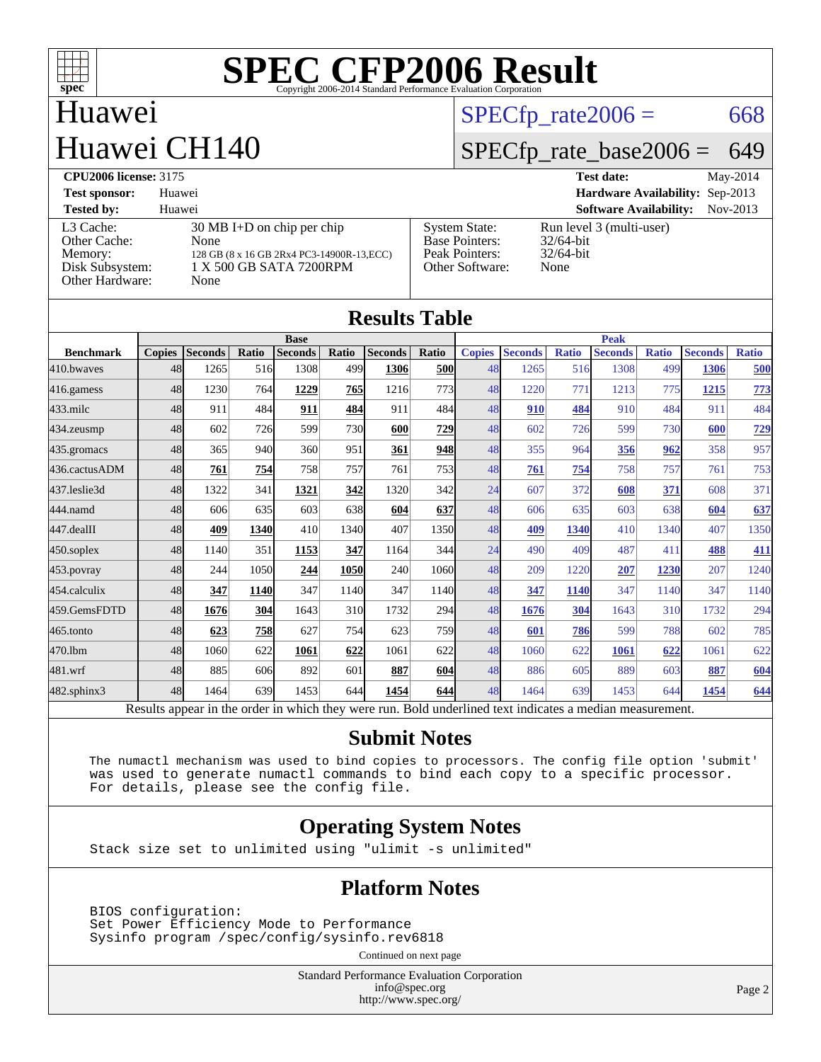# SPEC CFP2006 Result

Copyright 2006-2014 Standard Performance Evaluation Corporation

## Huawei

## Huawei CH140

SPECfp_rate2006 = 668

SPECfp_rate_base2006 = 649

| | | | |
|---|---|---|---|
| **CPU2006 license:** 3175 | | **Test date:** | May-2014 |
| **Test sponsor:** | Huawei | **Hardware Availability:** | Sep-2013 |
| **Tested by:** | Huawei | **Software Availability:** | Nov-2013 |

| | | | |
|---|---|---|---|
| L3 Cache: | 30 MB I+D on chip per chip | System State: | Run level 3 (multi-user) |
| Other Cache: | None | Base Pointers: | 32/64-bit |
| Memory: | 128 GB (8 x 16 GB 2Rx4 PC3-14900R-13,ECC) | Peak Pointers: | 32/64-bit |
| Disk Subsystem: | 1 X 500 GB SATA 7200RPM | Other Software: | None |
| Other Hardware: | None | | |

## Results Table

| Benchmark | Base | | | | | | | Peak | | | | | | |
|---|---|---|---|---|---|---|---|---|---|---|---|---|---|---|
| | Copies | Seconds | Ratio | Seconds | Ratio | Seconds | Ratio | Copies | Seconds | Ratio | Seconds | Ratio | Seconds | Ratio |
| 410.bwaves | 48 | 1265 | 516 | 1308 | 499 | **1306** | **500** | 48 | 1265 | 516 | 1308 | 499 | **1306** | **500** |
| 416.gamess | 48 | 1230 | 764 | **1229** | **765** | 1216 | 773 | 48 | 1220 | 771 | 1213 | 775 | **1215** | **773** |
| 433.milc | 48 | 911 | 484 | **911** | **484** | 911 | 484 | 48 | **910** | **484** | 910 | 484 | 911 | 484 |
| 434.zeusmp | 48 | 602 | 726 | 599 | 730 | **600** | **729** | 48 | 602 | 726 | 599 | 730 | **600** | **729** |
| 435.gromacs | 48 | 365 | 940 | 360 | 951 | **361** | **948** | 48 | 355 | 964 | **356** | **962** | 358 | 957 |
| 436.cactusADM | 48 | **761** | **754** | 758 | 757 | 761 | 753 | 48 | **761** | **754** | 758 | 757 | 761 | 753 |
| 437.leslie3d | 48 | 1322 | 341 | **1321** | **342** | 1320 | 342 | 24 | 607 | 372 | **608** | **371** | 608 | 371 |
| 444.namd | 48 | 606 | 635 | 603 | 638 | **604** | **637** | 48 | 606 | 635 | 603 | 638 | **604** | **637** |
| 447.dealII | 48 | **409** | **1340** | 410 | 1340 | 407 | 1350 | 48 | **409** | **1340** | 410 | 1340 | 407 | 1350 |
| 450.soplex | 48 | 1140 | 351 | **1153** | **347** | 1164 | 344 | 24 | 490 | 409 | 487 | 411 | **488** | **411** |
| 453.povray | 48 | 244 | 1050 | **244** | **1050** | 240 | 1060 | 48 | 209 | 1220 | **207** | **1230** | 207 | 1240 |
| 454.calculix | 48 | **347** | **1140** | 347 | 1140 | 347 | 1140 | 48 | **347** | **1140** | 347 | 1140 | 347 | 1140 |
| 459.GemsFDTD | 48 | **1676** | **304** | 1643 | 310 | 1732 | 294 | 48 | **1676** | **304** | 1643 | 310 | 1732 | 294 |
| 465.tonto | 48 | **623** | **758** | 627 | 754 | 623 | 759 | 48 | **601** | **786** | 599 | 788 | 602 | 785 |
| 470.lbm | 48 | 1060 | 622 | **1061** | **622** | 1061 | 622 | 48 | 1060 | 622 | **1061** | **622** | 1061 | 622 |
| 481.wrf | 48 | 885 | 606 | 892 | 601 | **887** | **604** | 48 | 886 | 605 | 889 | 603 | **887** | **604** |
| 482.sphinx3 | 48 | 1464 | 639 | 1453 | 644 | **1454** | **644** | 48 | 1464 | 639 | 1453 | 644 | **1454** | **644** |

Results appear in the order in which they were run. Bold underlined text indicates a median measurement.

## Submit Notes

```
The numactl mechanism was used to bind copies to processors. The config file option 'submit'
was used to generate numactl commands to bind each copy to a specific processor.
For details, please see the config file.
```

## Operating System Notes

```
Stack size set to unlimited using "ulimit -s unlimited"
```

## Platform Notes

```
BIOS configuration:
Set Power Efficiency Mode to Performance
Sysinfo program /spec/config/sysinfo.rev6818
```

Continued on next page

Standard Performance Evaluation Corporation
info@spec.org
http://www.spec.org/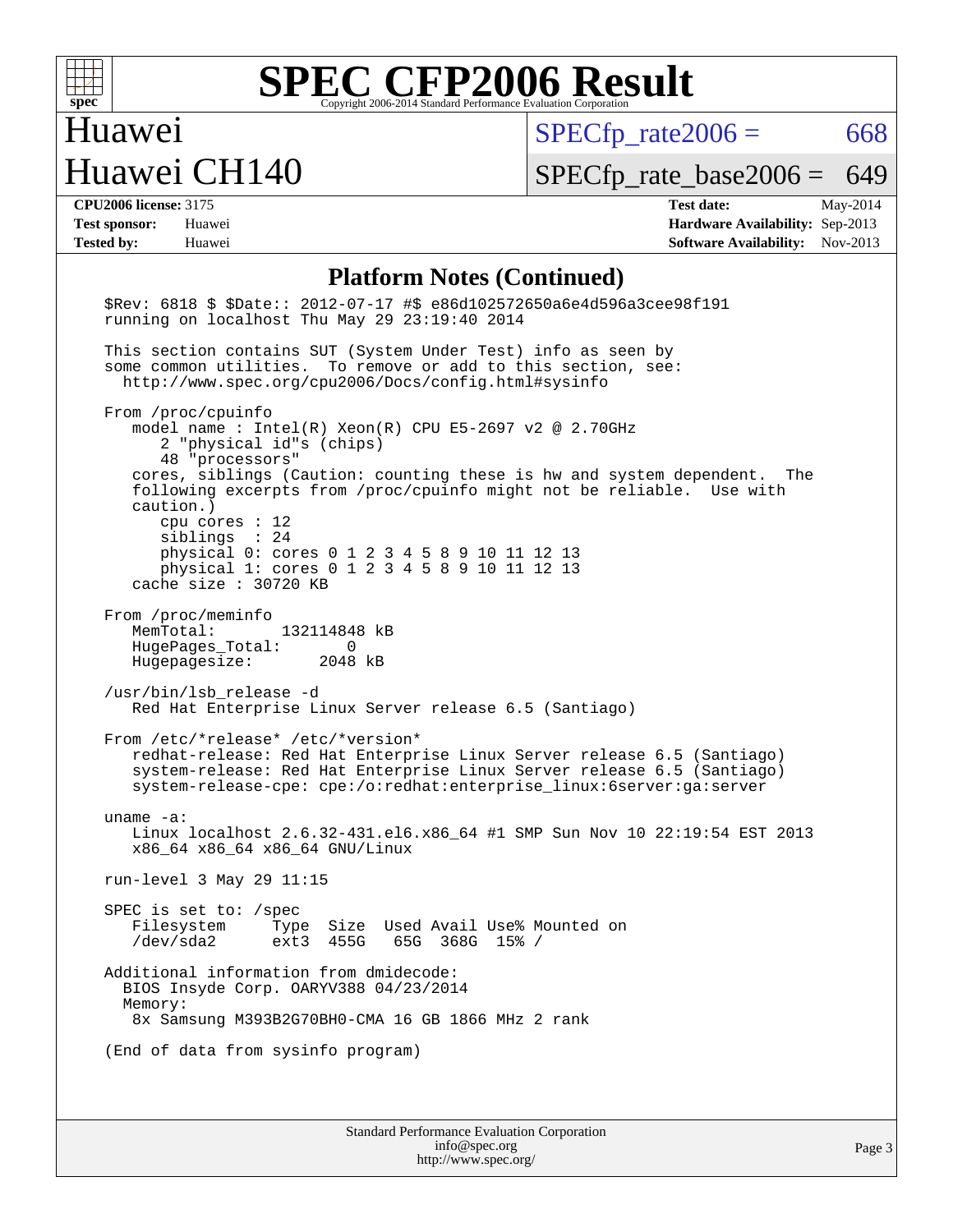# SPEC CFP2006 Result

Copyright 2006-2014 Standard Performance Evaluation Corporation

## Huawei

## Huawei CH140

SPECfp_rate2006 = 668

SPECfp_rate_base2006 = 649

| | | | |
|---|---|---|---|
| **CPU2006 license:** 3175 | | **Test date:** | May-2014 |
| **Test sponsor:** | Huawei | **Hardware Availability:** | Sep-2013 |
| **Tested by:** | Huawei | **Software Availability:** | Nov-2013 |

### Platform Notes (Continued)

```
$Rev: 6818 $ $Date:: 2012-07-17 #$ e86d102572650a6e4d596a3cee98f191
running on localhost Thu May 29 23:19:40 2014

This section contains SUT (System Under Test) info as seen by
some common utilities.  To remove or add to this section, see:
  http://www.spec.org/cpu2006/Docs/config.html#sysinfo

From /proc/cpuinfo
   model name : Intel(R) Xeon(R) CPU E5-2697 v2 @ 2.70GHz
      2 "physical id"s (chips)
      48 "processors"
   cores, siblings (Caution: counting these is hw and system dependent.  The
   following excerpts from /proc/cpuinfo might not be reliable.  Use with
   caution.)
      cpu cores : 12
      siblings  : 24
      physical 0: cores 0 1 2 3 4 5 8 9 10 11 12 13
      physical 1: cores 0 1 2 3 4 5 8 9 10 11 12 13
   cache size : 30720 KB

From /proc/meminfo
   MemTotal:       132114848 kB
   HugePages_Total:       0
   Hugepagesize:       2048 kB

/usr/bin/lsb_release -d
   Red Hat Enterprise Linux Server release 6.5 (Santiago)

From /etc/*release* /etc/*version*
   redhat-release: Red Hat Enterprise Linux Server release 6.5 (Santiago)
   system-release: Red Hat Enterprise Linux Server release 6.5 (Santiago)
   system-release-cpe: cpe:/o:redhat:enterprise_linux:6server:ga:server

uname -a:
   Linux localhost 2.6.32-431.el6.x86_64 #1 SMP Sun Nov 10 22:19:54 EST 2013
   x86_64 x86_64 x86_64 GNU/Linux

run-level 3 May 29 11:15

SPEC is set to: /spec
   Filesystem     Type  Size  Used Avail Use% Mounted on
   /dev/sda2      ext3  455G   65G  368G  15% /

Additional information from dmidecode:
  BIOS Insyde Corp. OARYV388 04/23/2014
  Memory:
   8x Samsung M393B2G70BH0-CMA 16 GB 1866 MHz 2 rank

(End of data from sysinfo program)
```

Standard Performance Evaluation Corporation
info@spec.org
http://www.spec.org/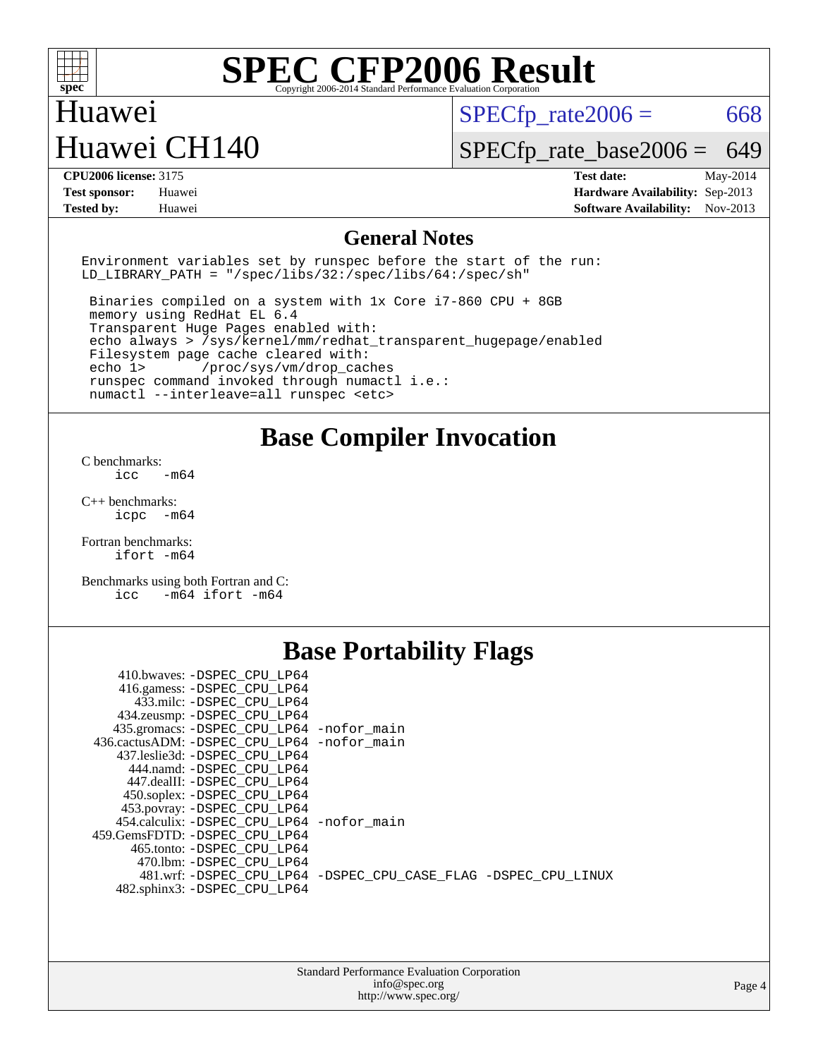# SPEC CFP2006 Result

Copyright 2006-2014 Standard Performance Evaluation Corporation

## Huawei
## Huawei CH140

SPECfp_rate2006 = 668

SPECfp_rate_base2006 = 649

| | | | |
|---|---|---|---|
| **CPU2006 license:** 3175 | | **Test date:** | May-2014 |
| **Test sponsor:** | Huawei | **Hardware Availability:** | Sep-2013 |
| **Tested by:** | Huawei | **Software Availability:** | Nov-2013 |

## General Notes

```
Environment variables set by runspec before the start of the run:
LD_LIBRARY_PATH = "/spec/libs/32:/spec/libs/64:/spec/sh"

 Binaries compiled on a system with 1x Core i7-860 CPU + 8GB
 memory using RedHat EL 6.4
 Transparent Huge Pages enabled with:
 echo always > /sys/kernel/mm/redhat_transparent_hugepage/enabled
 Filesystem page cache cleared with:
 echo 1>       /proc/sys/vm/drop_caches
 runspec command invoked through numactl i.e.:
 numactl --interleave=all runspec <etc>
```

## Base Compiler Invocation

C benchmarks:
```
icc   -m64
```

C++ benchmarks:
```
icpc  -m64
```

Fortran benchmarks:
```
ifort -m64
```

Benchmarks using both Fortran and C:
```
icc   -m64 ifort -m64
```

## Base Portability Flags

```
     410.bwaves: -DSPEC_CPU_LP64
     416.gamess: -DSPEC_CPU_LP64
       433.milc: -DSPEC_CPU_LP64
     434.zeusmp: -DSPEC_CPU_LP64
    435.gromacs: -DSPEC_CPU_LP64 -nofor_main
 436.cactusADM: -DSPEC_CPU_LP64 -nofor_main
    437.leslie3d: -DSPEC_CPU_LP64
      444.namd: -DSPEC_CPU_LP64
     447.dealII: -DSPEC_CPU_LP64
     450.soplex: -DSPEC_CPU_LP64
     453.povray: -DSPEC_CPU_LP64
   454.calculix: -DSPEC_CPU_LP64 -nofor_main
  459.GemsFDTD: -DSPEC_CPU_LP64
      465.tonto: -DSPEC_CPU_LP64
        470.lbm: -DSPEC_CPU_LP64
        481.wrf: -DSPEC_CPU_LP64 -DSPEC_CPU_CASE_FLAG -DSPEC_CPU_LINUX
    482.sphinx3: -DSPEC_CPU_LP64
```

Standard Performance Evaluation Corporation
info@spec.org
http://www.spec.org/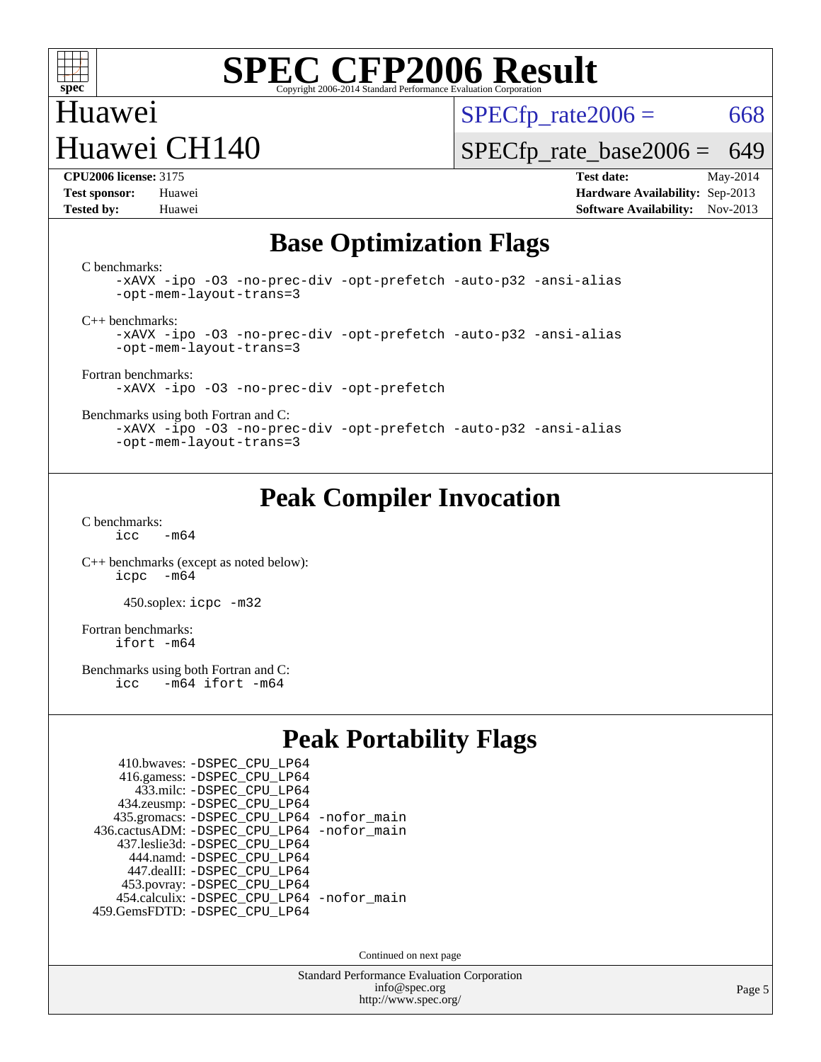# SPEC CFP2006 Result

Copyright 2006-2014 Standard Performance Evaluation Corporation

**Huawei**
**Huawei CH140**

SPECfp_rate2006 = 668
SPECfp_rate_base2006 = 649

**CPU2006 license:** 3175
**Test sponsor:** Huawei
**Tested by:** Huawei

**Test date:** May-2014
**Hardware Availability:** Sep-2013
**Software Availability:** Nov-2013

## Base Optimization Flags

C benchmarks:
```
-xAVX -ipo -O3 -no-prec-div -opt-prefetch -auto-p32 -ansi-alias
-opt-mem-layout-trans=3
```

C++ benchmarks:
```
-xAVX -ipo -O3 -no-prec-div -opt-prefetch -auto-p32 -ansi-alias
-opt-mem-layout-trans=3
```

Fortran benchmarks:
```
-xAVX -ipo -O3 -no-prec-div -opt-prefetch
```

Benchmarks using both Fortran and C:
```
-xAVX -ipo -O3 -no-prec-div -opt-prefetch -auto-p32 -ansi-alias
-opt-mem-layout-trans=3
```

## Peak Compiler Invocation

C benchmarks:
```
icc   -m64
```

C++ benchmarks (except as noted below):
```
icpc  -m64
```

450.soplex: `icpc -m32`

Fortran benchmarks:
```
ifort -m64
```

Benchmarks using both Fortran and C:
```
icc   -m64 ifort -m64
```

## Peak Portability Flags

410.bwaves: -DSPEC_CPU_LP64
416.gamess: -DSPEC_CPU_LP64
433.milc: -DSPEC_CPU_LP64
434.zeusmp: -DSPEC_CPU_LP64
435.gromacs: -DSPEC_CPU_LP64 -nofor_main
436.cactusADM: -DSPEC_CPU_LP64 -nofor_main
437.leslie3d: -DSPEC_CPU_LP64
444.namd: -DSPEC_CPU_LP64
447.dealII: -DSPEC_CPU_LP64
453.povray: -DSPEC_CPU_LP64
454.calculix: -DSPEC_CPU_LP64 -nofor_main
459.GemsFDTD: -DSPEC_CPU_LP64

Continued on next page

Standard Performance Evaluation Corporation
info@spec.org
http://www.spec.org/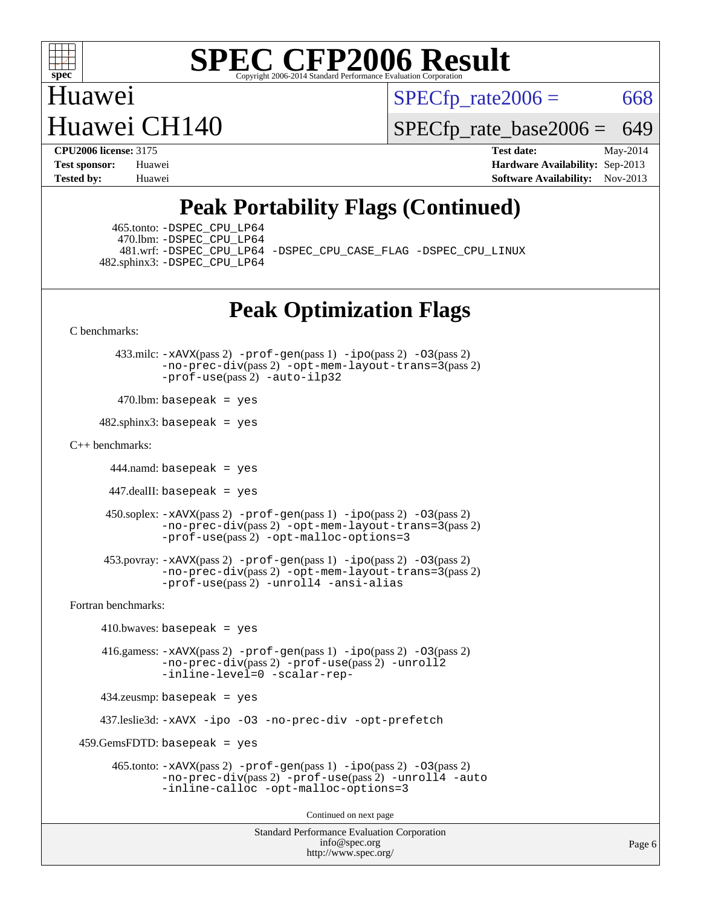# SPEC CFP2006 Result

Copyright 2006-2014 Standard Performance Evaluation Corporation

Huawei
Huawei CH140

SPECfp_rate2006 = 668
SPECfp_rate_base2006 = 649

**CPU2006 license:** 3175
**Test sponsor:** Huawei
**Tested by:** Huawei

**Test date:** May-2014
**Hardware Availability:** Sep-2013
**Software Availability:** Nov-2013

## Peak Portability Flags (Continued)

465.tonto: -DSPEC_CPU_LP64
470.lbm: -DSPEC_CPU_LP64
481.wrf: -DSPEC_CPU_LP64 -DSPEC_CPU_CASE_FLAG -DSPEC_CPU_LINUX
482.sphinx3: -DSPEC_CPU_LP64

## Peak Optimization Flags

C benchmarks:

433.milc: -xAVX(pass 2) -prof-gen(pass 1) -ipo(pass 2) -O3(pass 2) -no-prec-div(pass 2) -opt-mem-layout-trans=3(pass 2) -prof-use(pass 2) -auto-ilp32

470.lbm: basepeak = yes

482.sphinx3: basepeak = yes

C++ benchmarks:

444.namd: basepeak = yes

447.dealII: basepeak = yes

450.soplex: -xAVX(pass 2) -prof-gen(pass 1) -ipo(pass 2) -O3(pass 2) -no-prec-div(pass 2) -opt-mem-layout-trans=3(pass 2) -prof-use(pass 2) -opt-malloc-options=3

453.povray: -xAVX(pass 2) -prof-gen(pass 1) -ipo(pass 2) -O3(pass 2) -no-prec-div(pass 2) -opt-mem-layout-trans=3(pass 2) -prof-use(pass 2) -unroll4 -ansi-alias

Fortran benchmarks:

410.bwaves: basepeak = yes

416.gamess: -xAVX(pass 2) -prof-gen(pass 1) -ipo(pass 2) -O3(pass 2) -no-prec-div(pass 2) -prof-use(pass 2) -unroll2 -inline-level=0 -scalar-rep-

434.zeusmp: basepeak = yes

437.leslie3d: -xAVX -ipo -O3 -no-prec-div -opt-prefetch

459.GemsFDTD: basepeak = yes

465.tonto: -xAVX(pass 2) -prof-gen(pass 1) -ipo(pass 2) -O3(pass 2) -no-prec-div(pass 2) -prof-use(pass 2) -unroll4 -auto -inline-calloc -opt-malloc-options=3

Continued on next page

Standard Performance Evaluation Corporation
info@spec.org
http://www.spec.org/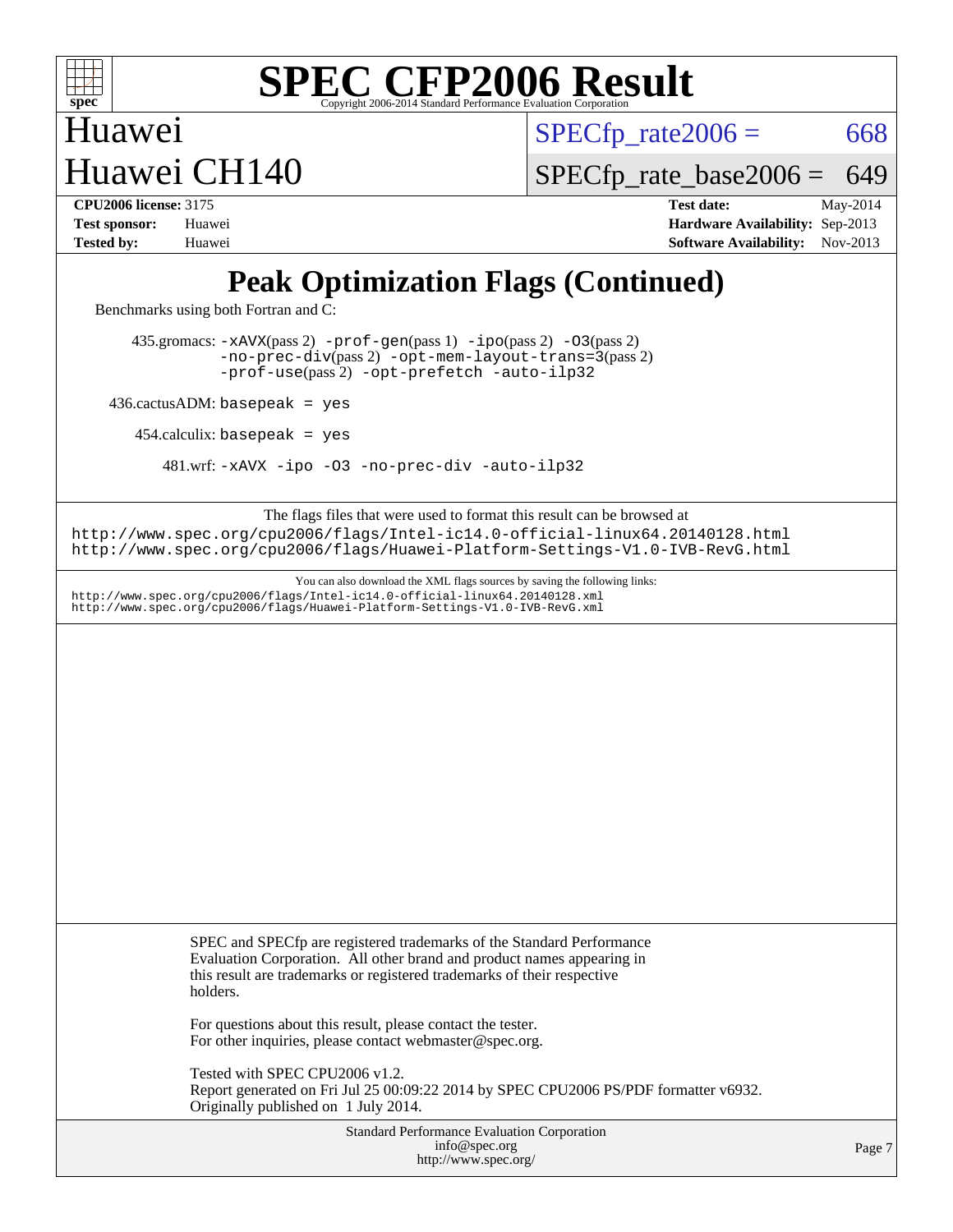# Peak Optimization Flags (Continued)

Benchmarks using both Fortran and C:

435.gromacs: -xAVX(pass 2) -prof-gen(pass 1) -ipo(pass 2) -O3(pass 2) -no-prec-div(pass 2) -opt-mem-layout-trans=3(pass 2) -prof-use(pass 2) -opt-prefetch -auto-ilp32

436.cactusADM: basepeak = yes

454.calculix: basepeak = yes

481.wrf: -xAVX -ipo -O3 -no-prec-div -auto-ilp32

The flags files that were used to format this result can be browsed at
http://www.spec.org/cpu2006/flags/Intel-ic14.0-official-linux64.20140128.html
http://www.spec.org/cpu2006/flags/Huawei-Platform-Settings-V1.0-IVB-RevG.html

You can also download the XML flags sources by saving the following links:
http://www.spec.org/cpu2006/flags/Intel-ic14.0-official-linux64.20140128.xml
http://www.spec.org/cpu2006/flags/Huawei-Platform-Settings-V1.0-IVB-RevG.xml

SPEC and SPECfp are registered trademarks of the Standard Performance Evaluation Corporation. All other brand and product names appearing in this result are trademarks or registered trademarks of their respective holders.

For questions about this result, please contact the tester.
For other inquiries, please contact webmaster@spec.org.

Tested with SPEC CPU2006 v1.2.
Report generated on Fri Jul 25 00:09:22 2014 by SPEC CPU2006 PS/PDF formatter v6932.
Originally published on 1 July 2014.